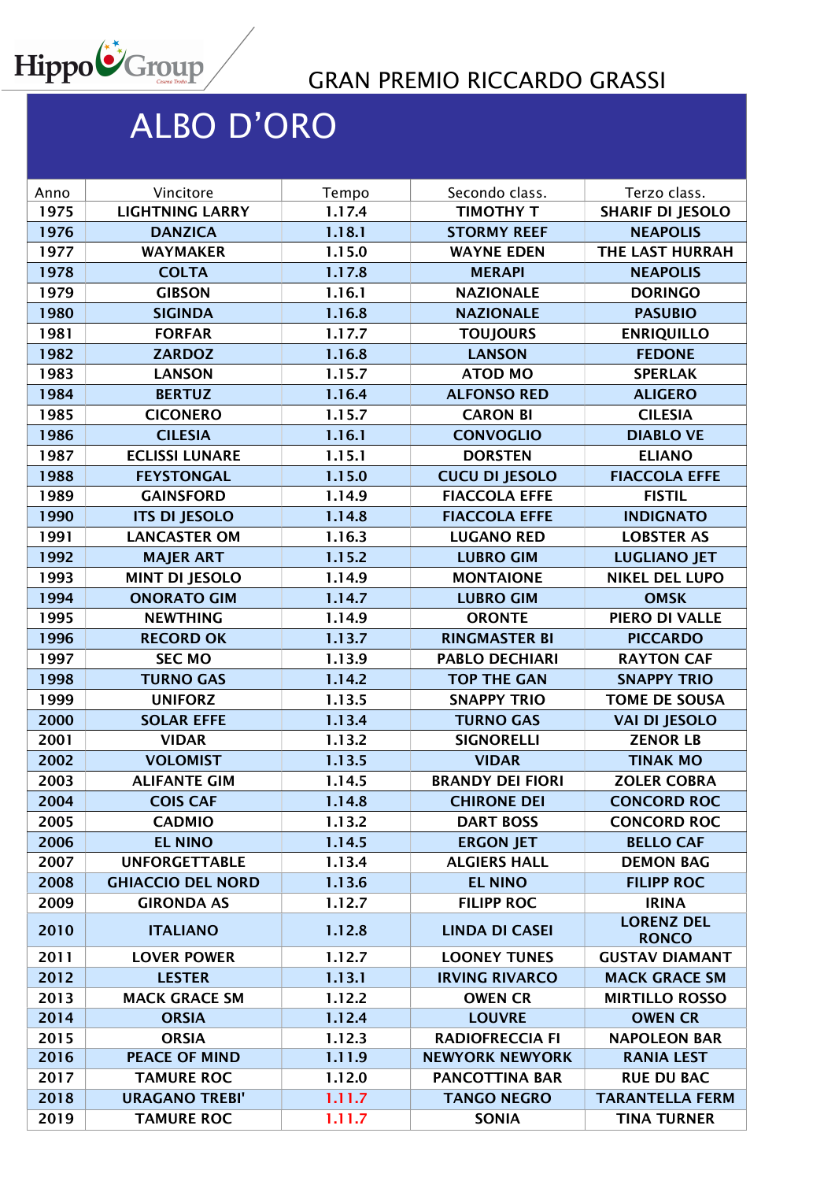HippoGroup

# GRAN PREMIO RICCARDO GRASSI

## ALBO D'ORO

| Anno | Vincitore | Tempo | Secondo class. | Terzo class. |
|---|---|---|---|---|
| 1975 | LIGHTNING LARRY | 1.17.4 | TIMOTHY T | SHARIF DI JESOLO |
| 1976 | DANZICA | 1.18.1 | STORMY REEF | NEAPOLIS |
| 1977 | WAYMAKER | 1.15.0 | WAYNE EDEN | THE LAST HURRAH |
| 1978 | COLTA | 1.17.8 | MERAPI | NEAPOLIS |
| 1979 | GIBSON | 1.16.1 | NAZIONALE | DORINGO |
| 1980 | SIGINDA | 1.16.8 | NAZIONALE | PASUBIO |
| 1981 | FORFAR | 1.17.7 | TOUJOURS | ENRIQUILLO |
| 1982 | ZARDOZ | 1.16.8 | LANSON | FEDONE |
| 1983 | LANSON | 1.15.7 | ATOD MO | SPERLAK |
| 1984 | BERTUZ | 1.16.4 | ALFONSO RED | ALIGERO |
| 1985 | CICONERO | 1.15.7 | CARON BI | CILESIA |
| 1986 | CILESIA | 1.16.1 | CONVOGLIO | DIABLO VE |
| 1987 | ECLISSI LUNARE | 1.15.1 | DORSTEN | ELIANO |
| 1988 | FEYSTONGAL | 1.15.0 | CUCU DI JESOLO | FIACCOLA EFFE |
| 1989 | GAINSFORD | 1.14.9 | FIACCOLA EFFE | FISTIL |
| 1990 | ITS DI JESOLO | 1.14.8 | FIACCOLA EFFE | INDIGNATO |
| 1991 | LANCASTER OM | 1.16.3 | LUGANO RED | LOBSTER AS |
| 1992 | MAJER ART | 1.15.2 | LUBRO GIM | LUGLIANO JET |
| 1993 | MINT DI JESOLO | 1.14.9 | MONTAIONE | NIKEL DEL LUPO |
| 1994 | ONORATO GIM | 1.14.7 | LUBRO GIM | OMSK |
| 1995 | NEWTHING | 1.14.9 | ORONTE | PIERO DI VALLE |
| 1996 | RECORD OK | 1.13.7 | RINGMASTER BI | PICCARDO |
| 1997 | SEC MO | 1.13.9 | PABLO DECHIARI | RAYTON CAF |
| 1998 | TURNO GAS | 1.14.2 | TOP THE GAN | SNAPPY TRIO |
| 1999 | UNIFORZ | 1.13.5 | SNAPPY TRIO | TOME DE SOUSA |
| 2000 | SOLAR EFFE | 1.13.4 | TURNO GAS | VAI DI JESOLO |
| 2001 | VIDAR | 1.13.2 | SIGNORELLI | ZENOR LB |
| 2002 | VOLOMIST | 1.13.5 | VIDAR | TINAK MO |
| 2003 | ALIFANTE GIM | 1.14.5 | BRANDY DEI FIORI | ZOLER COBRA |
| 2004 | COIS CAF | 1.14.8 | CHIRONE DEI | CONCORD ROC |
| 2005 | CADMIO | 1.13.2 | DART BOSS | CONCORD ROC |
| 2006 | EL NINO | 1.14.5 | ERGON JET | BELLO CAF |
| 2007 | UNFORGETTABLE | 1.13.4 | ALGIERS HALL | DEMON BAG |
| 2008 | GHIACCIO DEL NORD | 1.13.6 | EL NINO | FILIPP ROC |
| 2009 | GIRONDA AS | 1.12.7 | FILIPP ROC | IRINA |
| 2010 | ITALIANO | 1.12.8 | LINDA DI CASEI | LORENZ DEL RONCO |
| 2011 | LOVER POWER | 1.12.7 | LOONEY TUNES | GUSTAV DIAMANT |
| 2012 | LESTER | 1.13.1 | IRVING RIVARCO | MACK GRACE SM |
| 2013 | MACK GRACE SM | 1.12.2 | OWEN CR | MIRTILLO ROSSO |
| 2014 | ORSIA | 1.12.4 | LOUVRE | OWEN CR |
| 2015 | ORSIA | 1.12.3 | RADIOFRECCIA FI | NAPOLEON BAR |
| 2016 | PEACE OF MIND | 1.11.9 | NEWYORK NEWYORK | RANIA LEST |
| 2017 | TAMURE ROC | 1.12.0 | PANCOTTINA BAR | RUE DU BAC |
| 2018 | URAGANO TREBI' | 1.11.7 | TANGO NEGRO | TARANTELLA FERM |
| 2019 | TAMURE ROC | 1.11.7 | SONIA | TINA TURNER |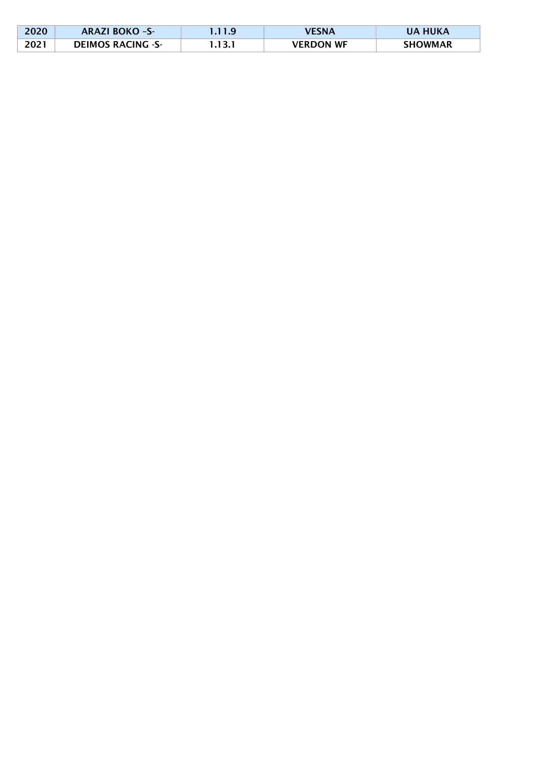| | | | | |
|---|---|---|---|---|
| 2020 | ARAZI BOKO –S- | 1.11.9 | VESNA | UA HUKA |
| 2021 | DEIMOS RACING -S- | 1.13.1 | VERDON WF | SHOWMAR |